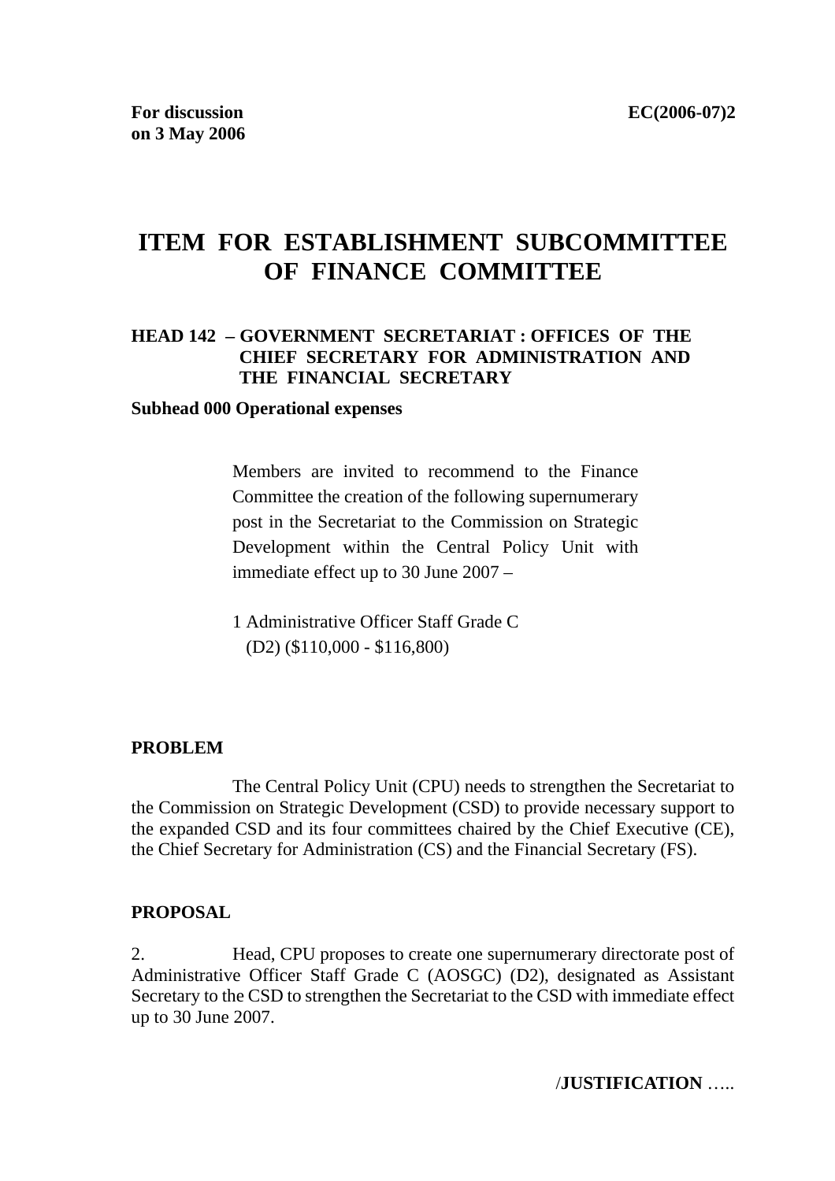**For discussion on 3 May 2006**

**EC(2006-07)2**

# ITEM FOR ESTABLISHMENT SUBCOMMITTEE OF FINANCE COMMITTEE

**HEAD 142 – GOVERNMENT SECRETARIAT : OFFICES OF THE CHIEF SECRETARY FOR ADMINISTRATION AND THE FINANCIAL SECRETARY**

**Subhead 000 Operational expenses**

Members are invited to recommend to the Finance Committee the creation of the following supernumerary post in the Secretariat to the Commission on Strategic Development within the Central Policy Unit with immediate effect up to 30 June 2007 –

1 Administrative Officer Staff Grade C
(D2) ($110,000 - $116,800)

## PROBLEM

The Central Policy Unit (CPU) needs to strengthen the Secretariat to the Commission on Strategic Development (CSD) to provide necessary support to the expanded CSD and its four committees chaired by the Chief Executive (CE), the Chief Secretary for Administration (CS) and the Financial Secretary (FS).

## PROPOSAL

2. Head, CPU proposes to create one supernumerary directorate post of Administrative Officer Staff Grade C (AOSGC) (D2), designated as Assistant Secretary to the CSD to strengthen the Secretariat to the CSD with immediate effect up to 30 June 2007.

/**JUSTIFICATION** …..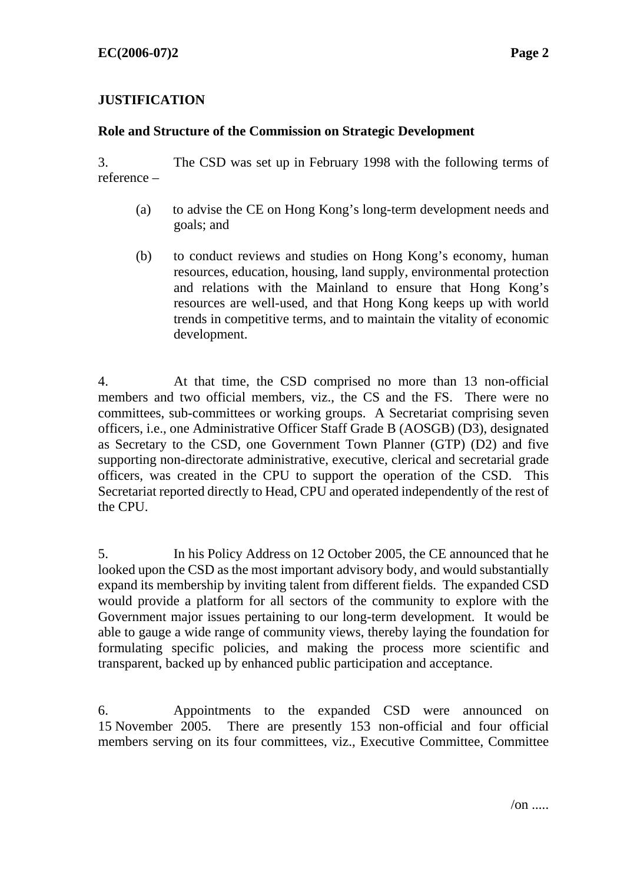## JUSTIFICATION

### Role and Structure of the Commission on Strategic Development

3. The CSD was set up in February 1998 with the following terms of reference –

(a) to advise the CE on Hong Kong's long-term development needs and goals; and

(b) to conduct reviews and studies on Hong Kong's economy, human resources, education, housing, land supply, environmental protection and relations with the Mainland to ensure that Hong Kong's resources are well-used, and that Hong Kong keeps up with world trends in competitive terms, and to maintain the vitality of economic development.

4. At that time, the CSD comprised no more than 13 non-official members and two official members, viz., the CS and the FS. There were no committees, sub-committees or working groups. A Secretariat comprising seven officers, i.e., one Administrative Officer Staff Grade B (AOSGB) (D3), designated as Secretary to the CSD, one Government Town Planner (GTP) (D2) and five supporting non-directorate administrative, executive, clerical and secretarial grade officers, was created in the CPU to support the operation of the CSD. This Secretariat reported directly to Head, CPU and operated independently of the rest of the CPU.

5. In his Policy Address on 12 October 2005, the CE announced that he looked upon the CSD as the most important advisory body, and would substantially expand its membership by inviting talent from different fields. The expanded CSD would provide a platform for all sectors of the community to explore with the Government major issues pertaining to our long-term development. It would be able to gauge a wide range of community views, thereby laying the foundation for formulating specific policies, and making the process more scientific and transparent, backed up by enhanced public participation and acceptance.

6. Appointments to the expanded CSD were announced on 15 November 2005. There are presently 153 non-official and four official members serving on its four committees, viz., Executive Committee, Committee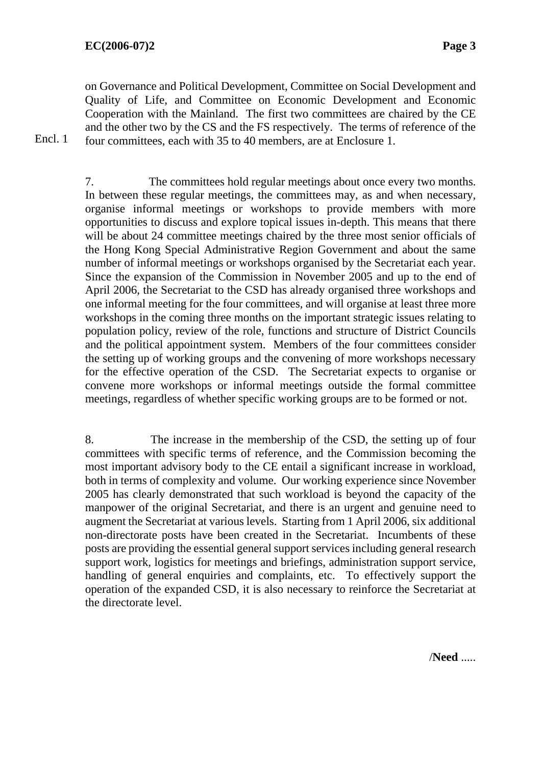on Governance and Political Development, Committee on Social Development and Quality of Life, and Committee on Economic Development and Economic Cooperation with the Mainland. The first two committees are chaired by the CE and the other two by the CS and the FS respectively. The terms of reference of the four committees, each with 35 to 40 members, are at Enclosure 1.

Encl. 1

7. The committees hold regular meetings about once every two months. In between these regular meetings, the committees may, as and when necessary, organise informal meetings or workshops to provide members with more opportunities to discuss and explore topical issues in-depth. This means that there will be about 24 committee meetings chaired by the three most senior officials of the Hong Kong Special Administrative Region Government and about the same number of informal meetings or workshops organised by the Secretariat each year. Since the expansion of the Commission in November 2005 and up to the end of April 2006, the Secretariat to the CSD has already organised three workshops and one informal meeting for the four committees, and will organise at least three more workshops in the coming three months on the important strategic issues relating to population policy, review of the role, functions and structure of District Councils and the political appointment system. Members of the four committees consider the setting up of working groups and the convening of more workshops necessary for the effective operation of the CSD. The Secretariat expects to organise or convene more workshops or informal meetings outside the formal committee meetings, regardless of whether specific working groups are to be formed or not.

8. The increase in the membership of the CSD, the setting up of four committees with specific terms of reference, and the Commission becoming the most important advisory body to the CE entail a significant increase in workload, both in terms of complexity and volume. Our working experience since November 2005 has clearly demonstrated that such workload is beyond the capacity of the manpower of the original Secretariat, and there is an urgent and genuine need to augment the Secretariat at various levels. Starting from 1 April 2006, six additional non-directorate posts have been created in the Secretariat. Incumbents of these posts are providing the essential general support services including general research support work, logistics for meetings and briefings, administration support service, handling of general enquiries and complaints, etc. To effectively support the operation of the expanded CSD, it is also necessary to reinforce the Secretariat at the directorate level.

/**Need** .....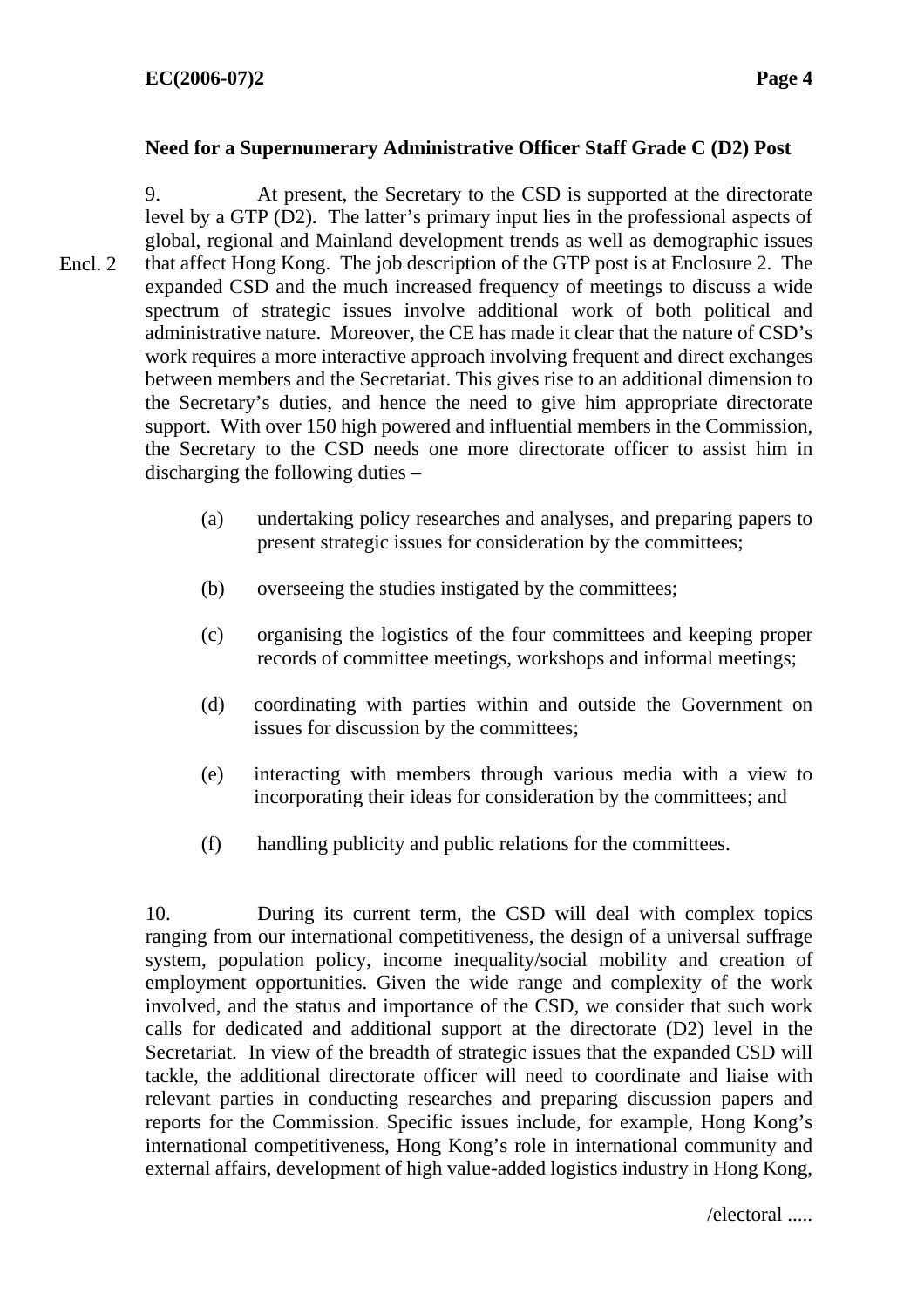**Need for a Supernumerary Administrative Officer Staff Grade C (D2) Post**

9. At present, the Secretary to the CSD is supported at the directorate level by a GTP (D2). The latter's primary input lies in the professional aspects of global, regional and Mainland development trends as well as demographic issues that affect Hong Kong. The job description of the GTP post is at Enclosure 2. The expanded CSD and the much increased frequency of meetings to discuss a wide spectrum of strategic issues involve additional work of both political and administrative nature. Moreover, the CE has made it clear that the nature of CSD's work requires a more interactive approach involving frequent and direct exchanges between members and the Secretariat. This gives rise to an additional dimension to the Secretary's duties, and hence the need to give him appropriate directorate support. With over 150 high powered and influential members in the Commission, the Secretary to the CSD needs one more directorate officer to assist him in discharging the following duties –

Encl. 2

(a) undertaking policy researches and analyses, and preparing papers to present strategic issues for consideration by the committees;

(b) overseeing the studies instigated by the committees;

(c) organising the logistics of the four committees and keeping proper records of committee meetings, workshops and informal meetings;

(d) coordinating with parties within and outside the Government on issues for discussion by the committees;

(e) interacting with members through various media with a view to incorporating their ideas for consideration by the committees; and

(f) handling publicity and public relations for the committees.

10. During its current term, the CSD will deal with complex topics ranging from our international competitiveness, the design of a universal suffrage system, population policy, income inequality/social mobility and creation of employment opportunities. Given the wide range and complexity of the work involved, and the status and importance of the CSD, we consider that such work calls for dedicated and additional support at the directorate (D2) level in the Secretariat. In view of the breadth of strategic issues that the expanded CSD will tackle, the additional directorate officer will need to coordinate and liaise with relevant parties in conducting researches and preparing discussion papers and reports for the Commission. Specific issues include, for example, Hong Kong's international competitiveness, Hong Kong's role in international community and external affairs, development of high value-added logistics industry in Hong Kong,

/electoral .....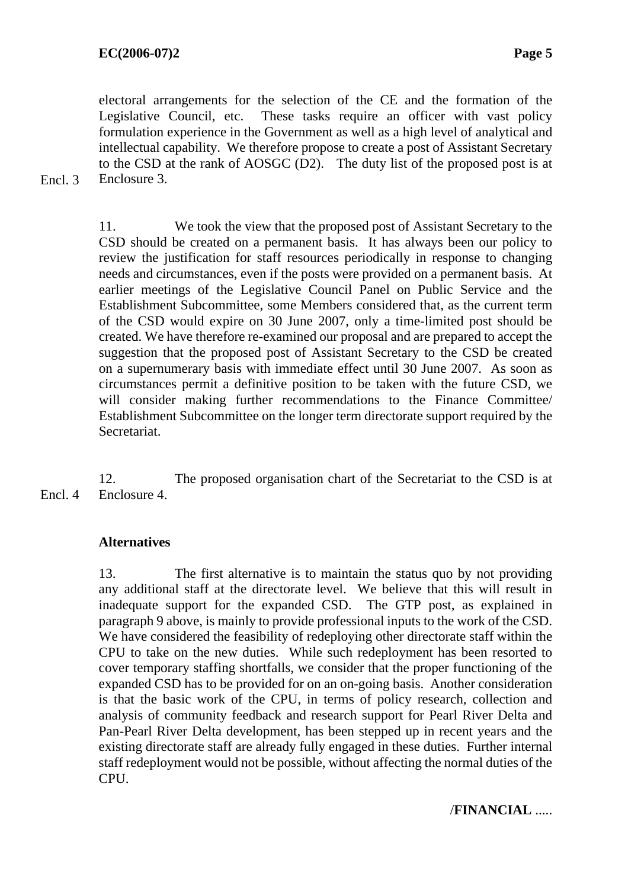electoral arrangements for the selection of the CE and the formation of the Legislative Council, etc. These tasks require an officer with vast policy formulation experience in the Government as well as a high level of analytical and intellectual capability. We therefore propose to create a post of Assistant Secretary to the CSD at the rank of AOSGC (D2). The duty list of the proposed post is at Enclosure 3.

Encl. 3

11. We took the view that the proposed post of Assistant Secretary to the CSD should be created on a permanent basis. It has always been our policy to review the justification for staff resources periodically in response to changing needs and circumstances, even if the posts were provided on a permanent basis. At earlier meetings of the Legislative Council Panel on Public Service and the Establishment Subcommittee, some Members considered that, as the current term of the CSD would expire on 30 June 2007, only a time-limited post should be created. We have therefore re-examined our proposal and are prepared to accept the suggestion that the proposed post of Assistant Secretary to the CSD be created on a supernumerary basis with immediate effect until 30 June 2007. As soon as circumstances permit a definitive position to be taken with the future CSD, we will consider making further recommendations to the Finance Committee/ Establishment Subcommittee on the longer term directorate support required by the Secretariat.

12. The proposed organisation chart of the Secretariat to the CSD is at Enclosure 4.

Encl. 4

## Alternatives

13. The first alternative is to maintain the status quo by not providing any additional staff at the directorate level. We believe that this will result in inadequate support for the expanded CSD. The GTP post, as explained in paragraph 9 above, is mainly to provide professional inputs to the work of the CSD. We have considered the feasibility of redeploying other directorate staff within the CPU to take on the new duties. While such redeployment has been resorted to cover temporary staffing shortfalls, we consider that the proper functioning of the expanded CSD has to be provided for on an on-going basis. Another consideration is that the basic work of the CPU, in terms of policy research, collection and analysis of community feedback and research support for Pearl River Delta and Pan-Pearl River Delta development, has been stepped up in recent years and the existing directorate staff are already fully engaged in these duties. Further internal staff redeployment would not be possible, without affecting the normal duties of the CPU.

/**FINANCIAL** .....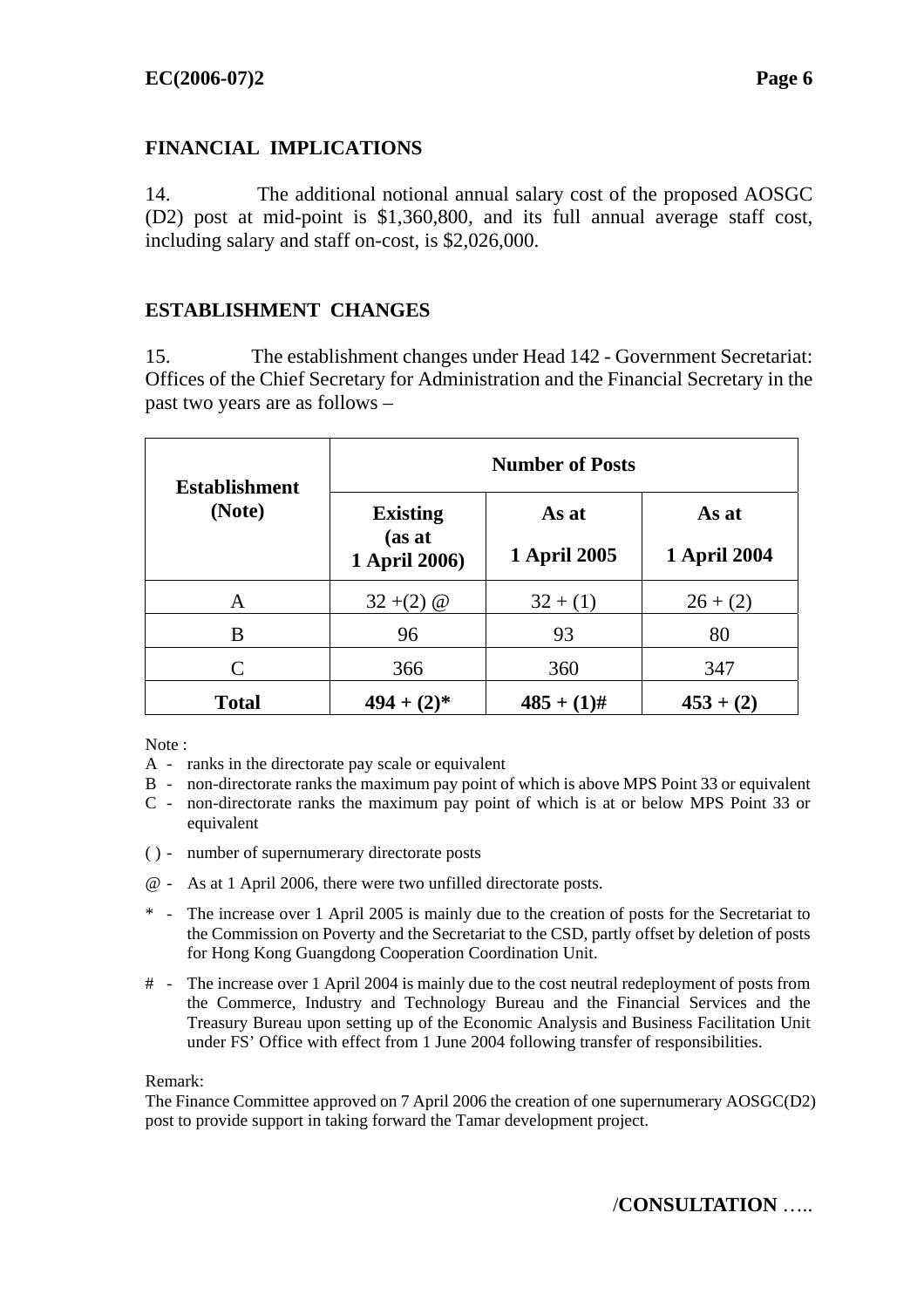## FINANCIAL IMPLICATIONS

14. The additional notional annual salary cost of the proposed AOSGC (D2) post at mid-point is $1,360,800, and its full annual average staff cost, including salary and staff on-cost, is $2,026,000.

## ESTABLISHMENT CHANGES

15. The establishment changes under Head 142 - Government Secretariat: Offices of the Chief Secretary for Administration and the Financial Secretary in the past two years are as follows –

| Establishment (Note) | Number of Posts | | |
|---|---|---|---|
| | **Existing (as at 1 April 2006)** | **As at 1 April 2005** | **As at 1 April 2004** |
| A | 32 +(2) @ | 32 + (1) | 26 + (2) |
| B | 96 | 93 | 80 |
| C | 366 | 360 | 347 |
| **Total** | **494 + (2)*** | **485 + (1)#** | **453 + (2)** |

Note :

A - ranks in the directorate pay scale or equivalent

B - non-directorate ranks the maximum pay point of which is above MPS Point 33 or equivalent

C - non-directorate ranks the maximum pay point of which is at or below MPS Point 33 or equivalent

( ) - number of supernumerary directorate posts

@ - As at 1 April 2006, there were two unfilled directorate posts.

* - The increase over 1 April 2005 is mainly due to the creation of posts for the Secretariat to the Commission on Poverty and the Secretariat to the CSD, partly offset by deletion of posts for Hong Kong Guangdong Cooperation Coordination Unit.

# - The increase over 1 April 2004 is mainly due to the cost neutral redeployment of posts from the Commerce, Industry and Technology Bureau and the Financial Services and the Treasury Bureau upon setting up of the Economic Analysis and Business Facilitation Unit under FS' Office with effect from 1 June 2004 following transfer of responsibilities.

Remark:

The Finance Committee approved on 7 April 2006 the creation of one supernumerary AOSGC(D2) post to provide support in taking forward the Tamar development project.

/**CONSULTATION** .....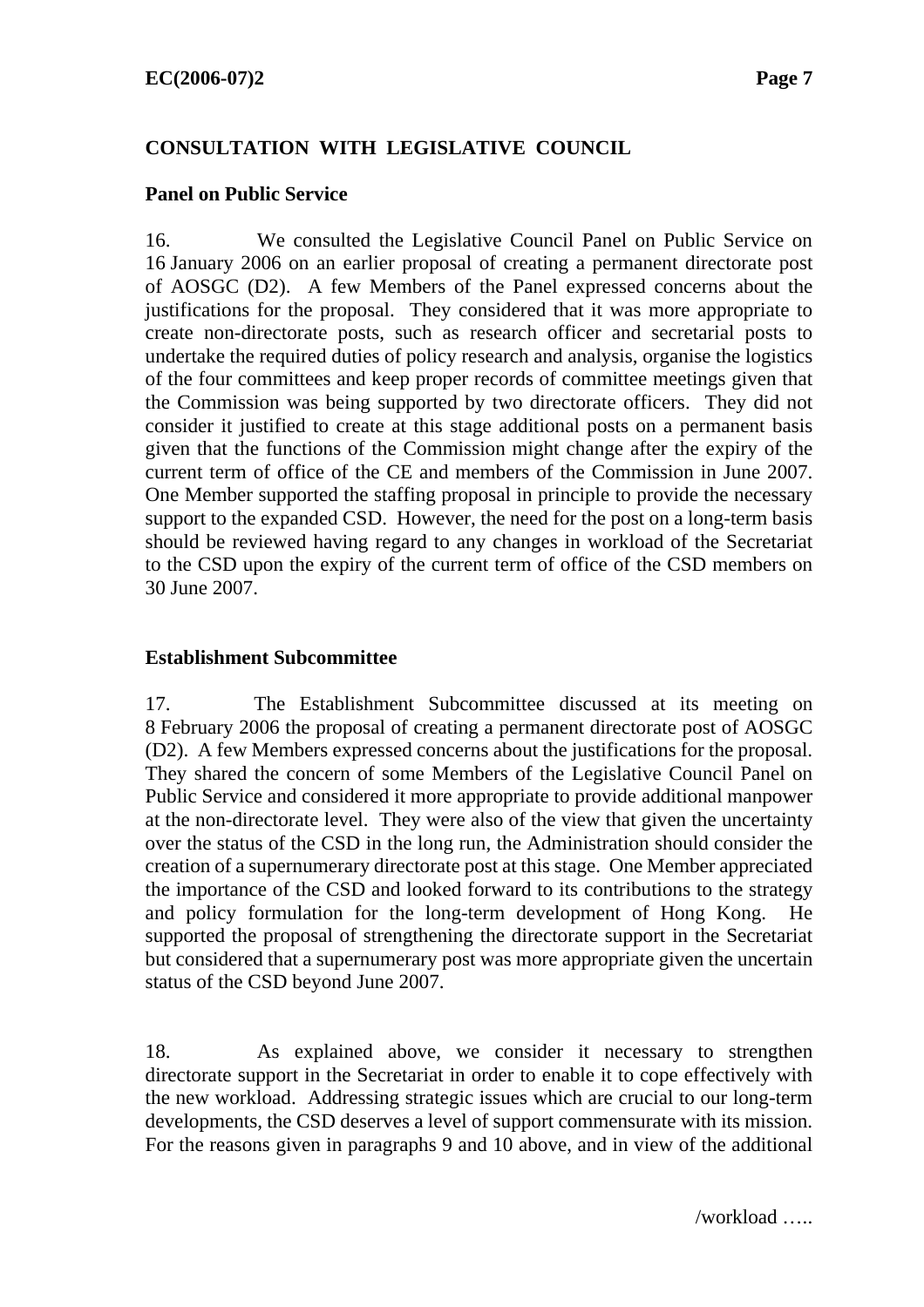## CONSULTATION WITH LEGISLATIVE COUNCIL

### Panel on Public Service

16. We consulted the Legislative Council Panel on Public Service on 16 January 2006 on an earlier proposal of creating a permanent directorate post of AOSGC (D2). A few Members of the Panel expressed concerns about the justifications for the proposal. They considered that it was more appropriate to create non-directorate posts, such as research officer and secretarial posts to undertake the required duties of policy research and analysis, organise the logistics of the four committees and keep proper records of committee meetings given that the Commission was being supported by two directorate officers. They did not consider it justified to create at this stage additional posts on a permanent basis given that the functions of the Commission might change after the expiry of the current term of office of the CE and members of the Commission in June 2007. One Member supported the staffing proposal in principle to provide the necessary support to the expanded CSD. However, the need for the post on a long-term basis should be reviewed having regard to any changes in workload of the Secretariat to the CSD upon the expiry of the current term of office of the CSD members on 30 June 2007.

### Establishment Subcommittee

17. The Establishment Subcommittee discussed at its meeting on 8 February 2006 the proposal of creating a permanent directorate post of AOSGC (D2). A few Members expressed concerns about the justifications for the proposal. They shared the concern of some Members of the Legislative Council Panel on Public Service and considered it more appropriate to provide additional manpower at the non-directorate level. They were also of the view that given the uncertainty over the status of the CSD in the long run, the Administration should consider the creation of a supernumerary directorate post at this stage. One Member appreciated the importance of the CSD and looked forward to its contributions to the strategy and policy formulation for the long-term development of Hong Kong. He supported the proposal of strengthening the directorate support in the Secretariat but considered that a supernumerary post was more appropriate given the uncertain status of the CSD beyond June 2007.

18. As explained above, we consider it necessary to strengthen directorate support in the Secretariat in order to enable it to cope effectively with the new workload. Addressing strategic issues which are crucial to our long-term developments, the CSD deserves a level of support commensurate with its mission. For the reasons given in paragraphs 9 and 10 above, and in view of the additional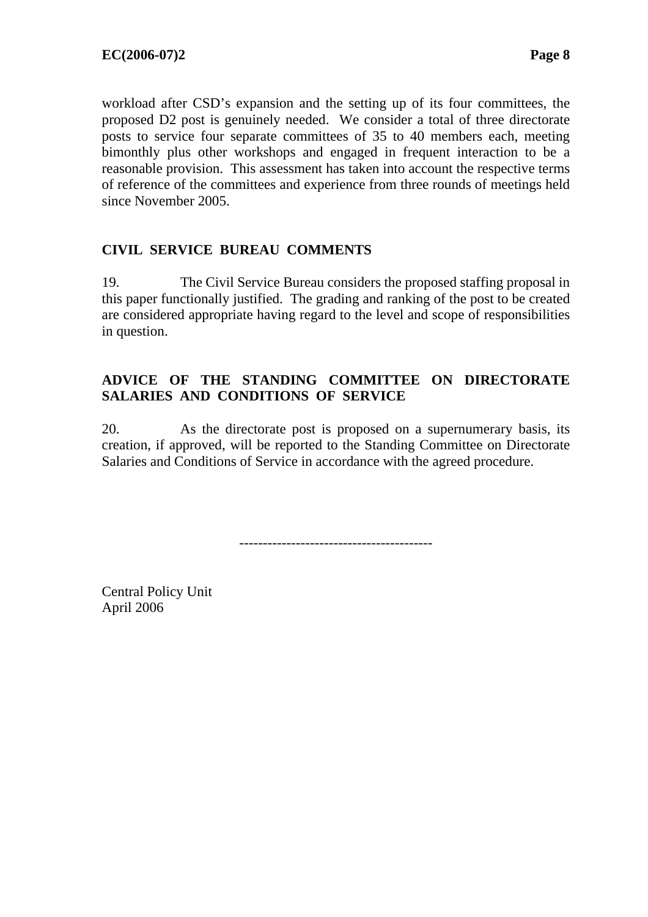workload after CSD's expansion and the setting up of its four committees, the proposed D2 post is genuinely needed. We consider a total of three directorate posts to service four separate committees of 35 to 40 members each, meeting bimonthly plus other workshops and engaged in frequent interaction to be a reasonable provision. This assessment has taken into account the respective terms of reference of the committees and experience from three rounds of meetings held since November 2005.

## CIVIL SERVICE BUREAU COMMENTS

19. The Civil Service Bureau considers the proposed staffing proposal in this paper functionally justified. The grading and ranking of the post to be created are considered appropriate having regard to the level and scope of responsibilities in question.

## ADVICE OF THE STANDING COMMITTEE ON DIRECTORATE SALARIES AND CONDITIONS OF SERVICE

20. As the directorate post is proposed on a supernumerary basis, its creation, if approved, will be reported to the Standing Committee on Directorate Salaries and Conditions of Service in accordance with the agreed procedure.

----------------------------------------

Central Policy Unit
April 2006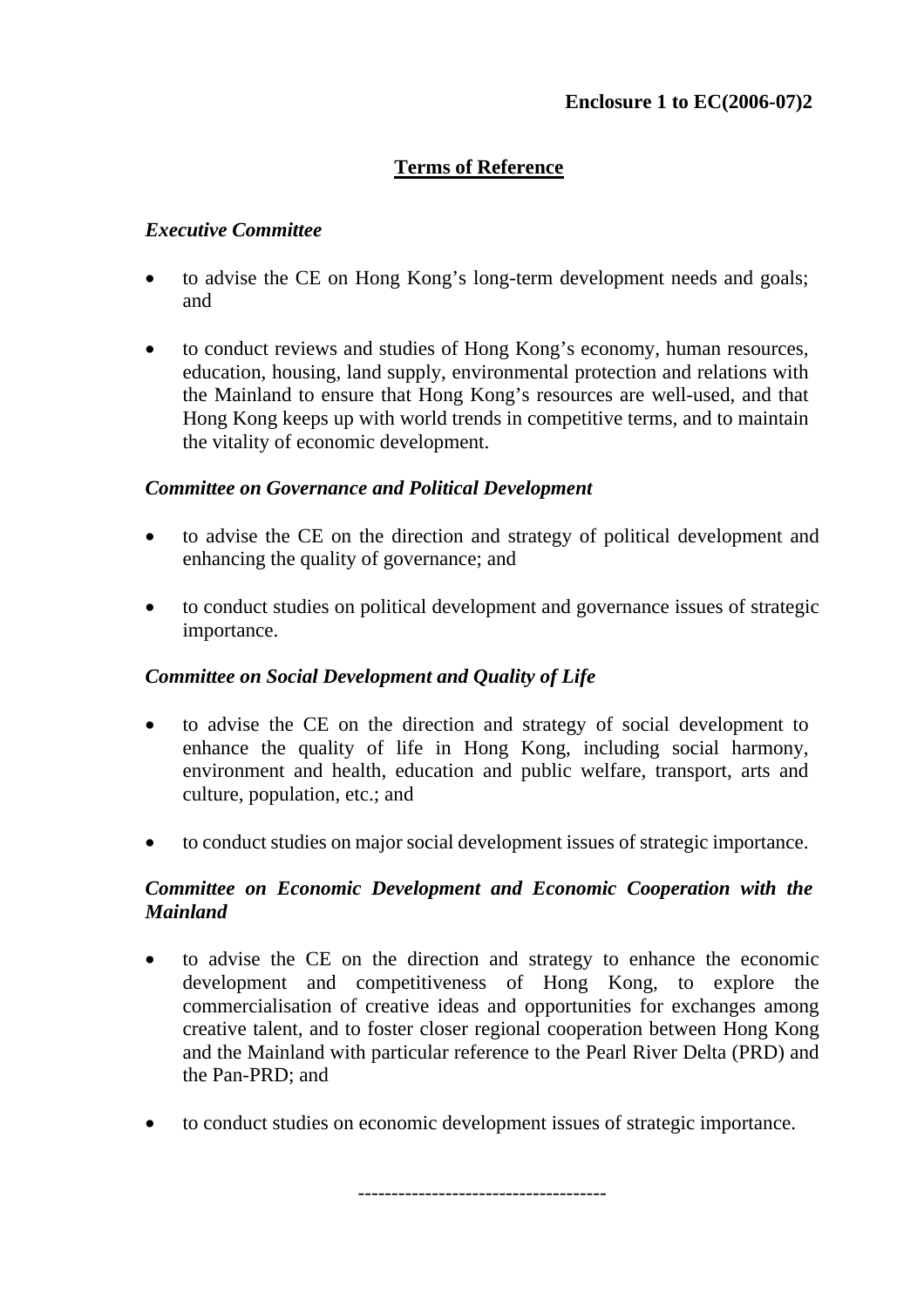**Enclosure 1 to EC(2006-07)2**

## Terms of Reference

***Executive Committee***

- to advise the CE on Hong Kong's long-term development needs and goals; and

- to conduct reviews and studies of Hong Kong's economy, human resources, education, housing, land supply, environmental protection and relations with the Mainland to ensure that Hong Kong's resources are well-used, and that Hong Kong keeps up with world trends in competitive terms, and to maintain the vitality of economic development.

***Committee on Governance and Political Development***

- to advise the CE on the direction and strategy of political development and enhancing the quality of governance; and

- to conduct studies on political development and governance issues of strategic importance.

***Committee on Social Development and Quality of Life***

- to advise the CE on the direction and strategy of social development to enhance the quality of life in Hong Kong, including social harmony, environment and health, education and public welfare, transport, arts and culture, population, etc.; and

- to conduct studies on major social development issues of strategic importance.

***Committee on Economic Development and Economic Cooperation with the Mainland***

- to advise the CE on the direction and strategy to enhance the economic development and competitiveness of Hong Kong, to explore the commercialisation of creative ideas and opportunities for exchanges among creative talent, and to foster closer regional cooperation between Hong Kong and the Mainland with particular reference to the Pearl River Delta (PRD) and the Pan-PRD; and

- to conduct studies on economic development issues of strategic importance.

------------------------------------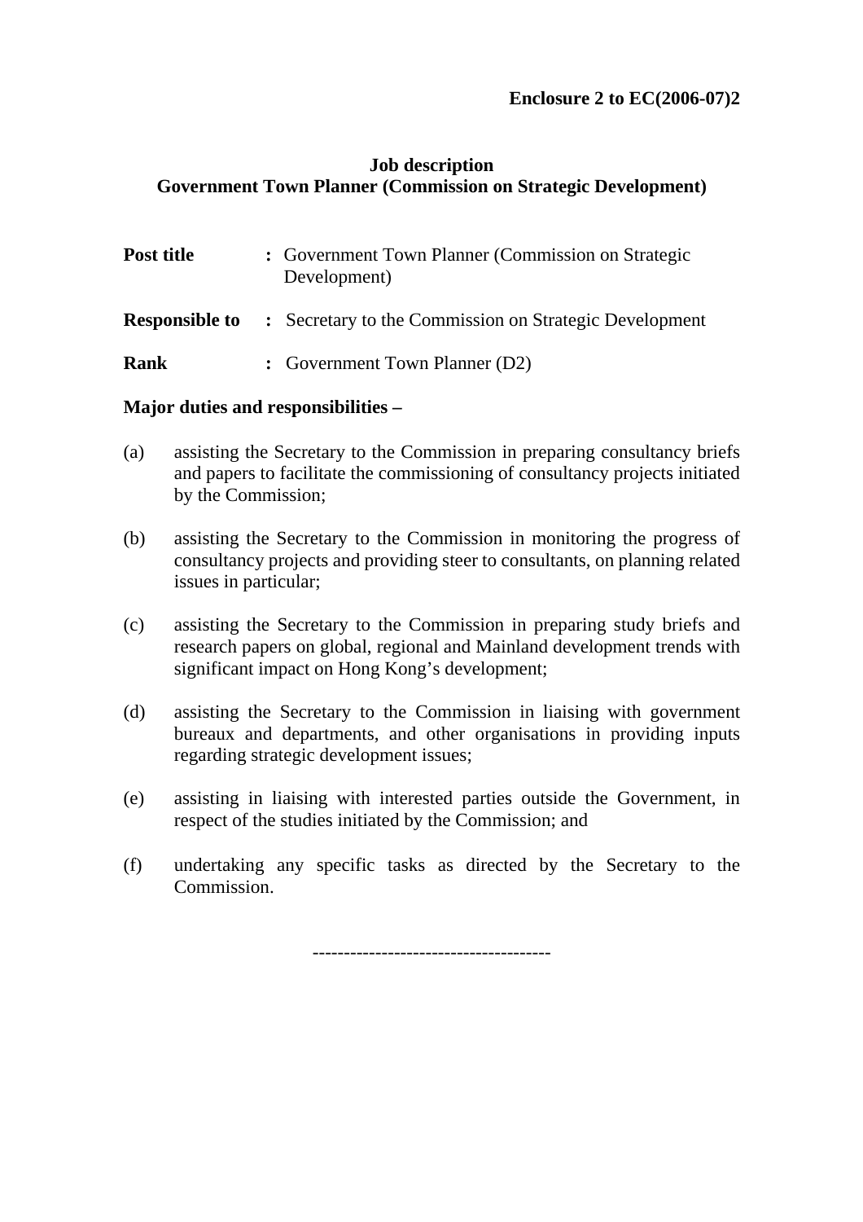**Enclosure 2 to EC(2006-07)2**

**Job description**
**Government Town Planner (Commission on Strategic Development)**

| | | |
|---|---|---|
| **Post title** | **:** | Government Town Planner (Commission on Strategic Development) |
| **Responsible to** | **:** | Secretary to the Commission on Strategic Development |
| **Rank** | **:** | Government Town Planner (D2) |

**Major duties and responsibilities –**

(a) assisting the Secretary to the Commission in preparing consultancy briefs and papers to facilitate the commissioning of consultancy projects initiated by the Commission;

(b) assisting the Secretary to the Commission in monitoring the progress of consultancy projects and providing steer to consultants, on planning related issues in particular;

(c) assisting the Secretary to the Commission in preparing study briefs and research papers on global, regional and Mainland development trends with significant impact on Hong Kong's development;

(d) assisting the Secretary to the Commission in liaising with government bureaux and departments, and other organisations in providing inputs regarding strategic development issues;

(e) assisting in liaising with interested parties outside the Government, in respect of the studies initiated by the Commission; and

(f) undertaking any specific tasks as directed by the Secretary to the Commission.

-------------------------------------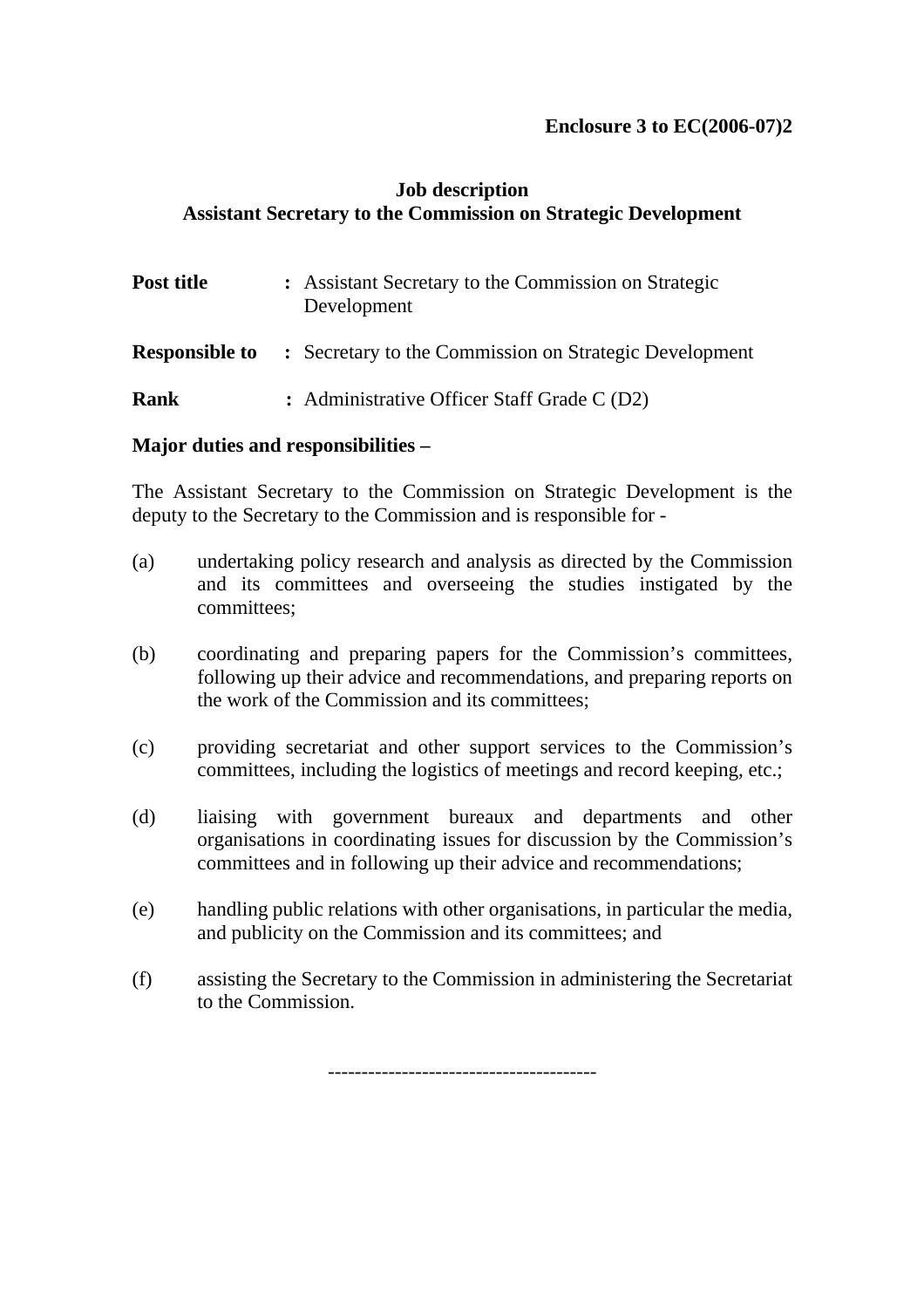**Enclosure 3 to EC(2006-07)2**

**Job description**
**Assistant Secretary to the Commission on Strategic Development**

| | | |
|---|---|---|
| **Post title** | **:** | Assistant Secretary to the Commission on Strategic Development |
| **Responsible to** | **:** | Secretary to the Commission on Strategic Development |
| **Rank** | **:** | Administrative Officer Staff Grade C (D2) |

**Major duties and responsibilities –**

The Assistant Secretary to the Commission on Strategic Development is the deputy to the Secretary to the Commission and is responsible for -

(a) undertaking policy research and analysis as directed by the Commission and its committees and overseeing the studies instigated by the committees;

(b) coordinating and preparing papers for the Commission's committees, following up their advice and recommendations, and preparing reports on the work of the Commission and its committees;

(c) providing secretariat and other support services to the Commission's committees, including the logistics of meetings and record keeping, etc.;

(d) liaising with government bureaux and departments and other organisations in coordinating issues for discussion by the Commission's committees and in following up their advice and recommendations;

(e) handling public relations with other organisations, in particular the media, and publicity on the Commission and its committees; and

(f) assisting the Secretary to the Commission in administering the Secretariat to the Commission.

---------------------------------------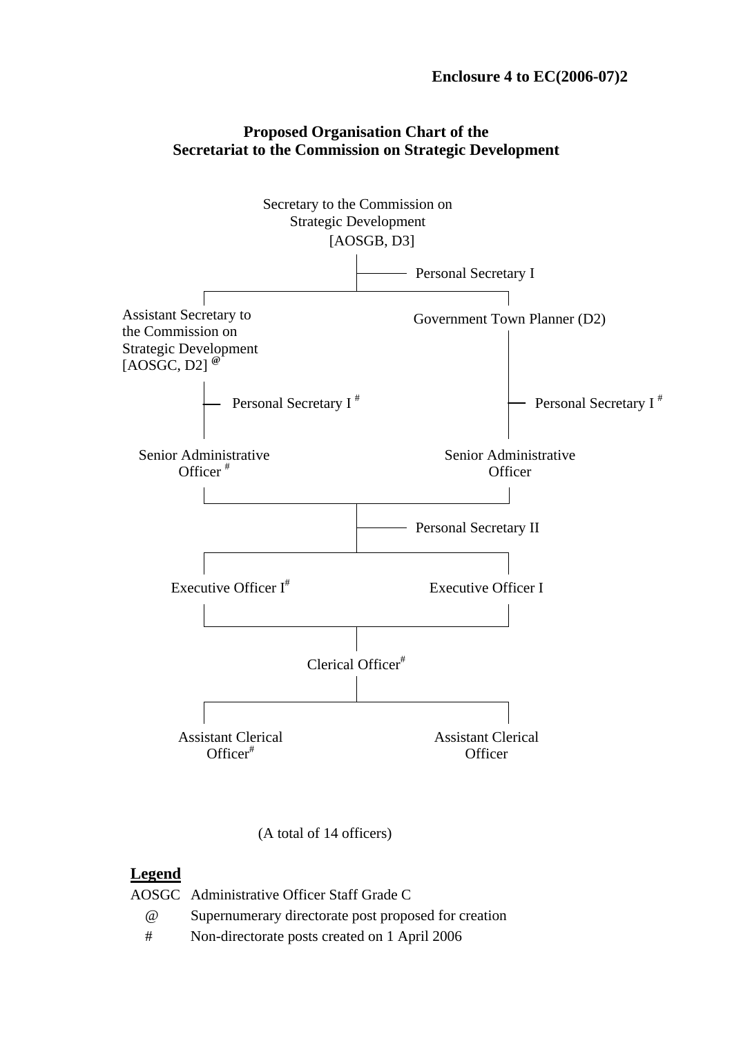**Enclosure 4 to EC(2006-07)2**

## Proposed Organisation Chart of the Secretariat to the Commission on Strategic Development

Secretary to the Commission on Strategic Development [AOSGB, D3]

Personal Secretary I

Assistant Secretary to the Commission on Strategic Development [AOSGC, D2] @

Government Town Planner (D2)

Personal Secretary I #

Personal Secretary I #

Senior Administrative Officer #

Senior Administrative Officer

Personal Secretary II

Executive Officer I#

Executive Officer I

Clerical Officer#

Assistant Clerical Officer#

Assistant Clerical Officer

(A total of 14 officers)

**Legend**

AOSGC Administrative Officer Staff Grade C

@ Supernumerary directorate post proposed for creation

# Non-directorate posts created on 1 April 2006